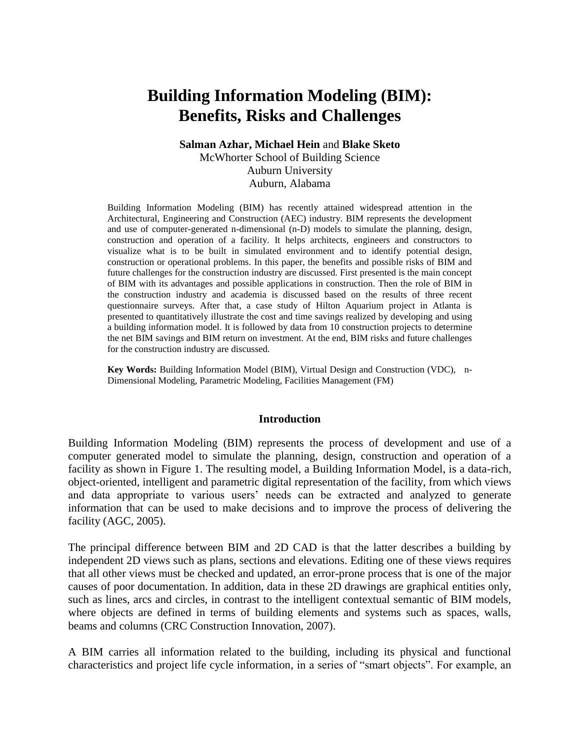# Building Information Modeling (BIM): Benefits, Risks and Challenges

**Salman Azhar, Michael Hein** and **Blake Sketo**
McWhorter School of Building Science
Auburn University
Auburn, Alabama

Building Information Modeling (BIM) has recently attained widespread attention in the Architectural, Engineering and Construction (AEC) industry. BIM represents the development and use of computer-generated n-dimensional (n-D) models to simulate the planning, design, construction and operation of a facility. It helps architects, engineers and constructors to visualize what is to be built in simulated environment and to identify potential design, construction or operational problems. In this paper, the benefits and possible risks of BIM and future challenges for the construction industry are discussed. First presented is the main concept of BIM with its advantages and possible applications in construction. Then the role of BIM in the construction industry and academia is discussed based on the results of three recent questionnaire surveys. After that, a case study of Hilton Aquarium project in Atlanta is presented to quantitatively illustrate the cost and time savings realized by developing and using a building information model. It is followed by data from 10 construction projects to determine the net BIM savings and BIM return on investment. At the end, BIM risks and future challenges for the construction industry are discussed.

**Key Words:** Building Information Model (BIM), Virtual Design and Construction (VDC), n-Dimensional Modeling, Parametric Modeling, Facilities Management (FM)

## Introduction

Building Information Modeling (BIM) represents the process of development and use of a computer generated model to simulate the planning, design, construction and operation of a facility as shown in Figure 1. The resulting model, a Building Information Model, is a data-rich, object-oriented, intelligent and parametric digital representation of the facility, from which views and data appropriate to various users' needs can be extracted and analyzed to generate information that can be used to make decisions and to improve the process of delivering the facility (AGC, 2005).

The principal difference between BIM and 2D CAD is that the latter describes a building by independent 2D views such as plans, sections and elevations. Editing one of these views requires that all other views must be checked and updated, an error-prone process that is one of the major causes of poor documentation. In addition, data in these 2D drawings are graphical entities only, such as lines, arcs and circles, in contrast to the intelligent contextual semantic of BIM models, where objects are defined in terms of building elements and systems such as spaces, walls, beams and columns (CRC Construction Innovation, 2007).

A BIM carries all information related to the building, including its physical and functional characteristics and project life cycle information, in a series of "smart objects". For example, an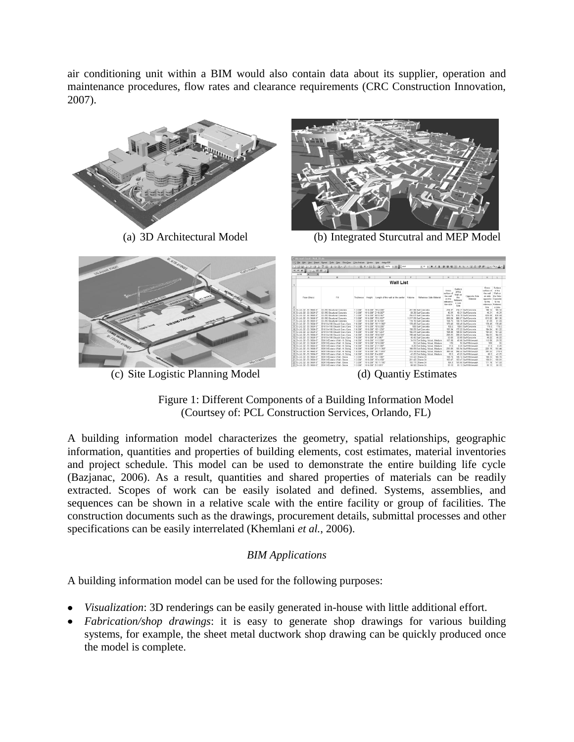air conditioning unit within a BIM would also contain data about its supplier, operation and maintenance procedures, flow rates and clearance requirements (CRC Construction Innovation, 2007).

(a) 3D Architectural Model

(b) Integrated Sturcutral and MEP Model

(c) Site Logistic Planning Model

(d) Quantiy Estimates

Figure 1: Different Components of a Building Information Model
(Courtsey of: PCL Construction Services, Orlando, FL)

A building information model characterizes the geometry, spatial relationships, geographic information, quantities and properties of building elements, cost estimates, material inventories and project schedule. This model can be used to demonstrate the entire building life cycle (Bazjanac, 2006). As a result, quantities and shared properties of materials can be readily extracted. Scopes of work can be easily isolated and defined. Systems, assemblies, and sequences can be shown in a relative scale with the entire facility or group of facilities. The construction documents such as the drawings, procurement details, submittal processes and other specifications can be easily interrelated (Khemlani *et al.*, 2006).

*BIM Applications*

A building information model can be used for the following purposes:

- *Visualization*: 3D renderings can be easily generated in-house with little additional effort.
- *Fabrication/shop drawings*: it is easy to generate shop drawings for various building systems, for example, the sheet metal ductwork shop drawing can be quickly produced once the model is complete.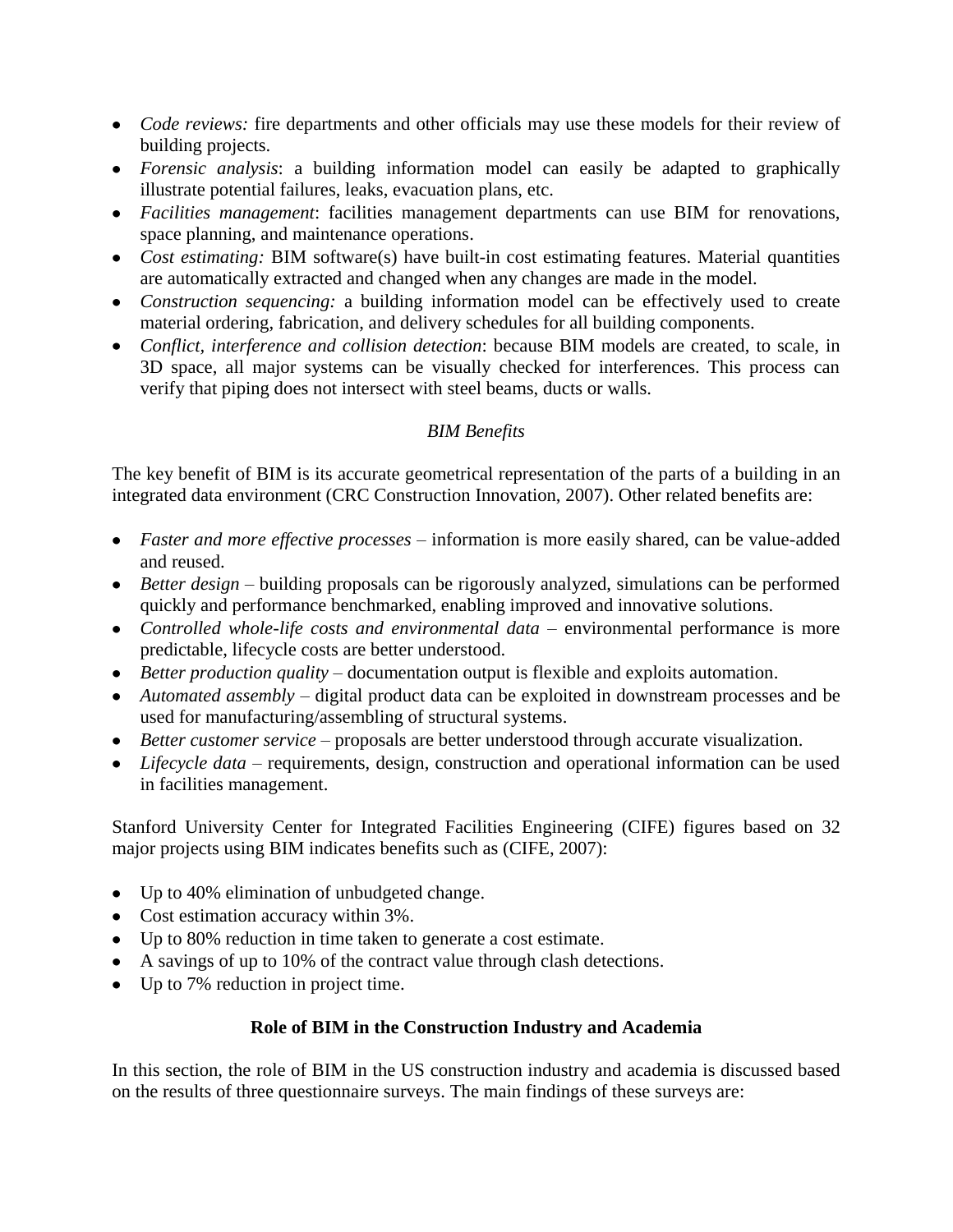- *Code reviews:* fire departments and other officials may use these models for their review of building projects.
- *Forensic analysis*: a building information model can easily be adapted to graphically illustrate potential failures, leaks, evacuation plans, etc.
- *Facilities management*: facilities management departments can use BIM for renovations, space planning, and maintenance operations.
- *Cost estimating:* BIM software(s) have built-in cost estimating features. Material quantities are automatically extracted and changed when any changes are made in the model.
- *Construction sequencing:* a building information model can be effectively used to create material ordering, fabrication, and delivery schedules for all building components.
- *Conflict, interference and collision detection*: because BIM models are created, to scale, in 3D space, all major systems can be visually checked for interferences. This process can verify that piping does not intersect with steel beams, ducts or walls.

### *BIM Benefits*

The key benefit of BIM is its accurate geometrical representation of the parts of a building in an integrated data environment (CRC Construction Innovation, 2007). Other related benefits are:

- *Faster and more effective processes* – information is more easily shared, can be value-added and reused.
- *Better design* – building proposals can be rigorously analyzed, simulations can be performed quickly and performance benchmarked, enabling improved and innovative solutions.
- *Controlled whole-life costs and environmental data* – environmental performance is more predictable, lifecycle costs are better understood.
- *Better production quality* – documentation output is flexible and exploits automation.
- *Automated assembly* – digital product data can be exploited in downstream processes and be used for manufacturing/assembling of structural systems.
- *Better customer service* – proposals are better understood through accurate visualization.
- *Lifecycle data* – requirements, design, construction and operational information can be used in facilities management.

Stanford University Center for Integrated Facilities Engineering (CIFE) figures based on 32 major projects using BIM indicates benefits such as (CIFE, 2007):

- Up to 40% elimination of unbudgeted change.
- Cost estimation accuracy within 3%.
- Up to 80% reduction in time taken to generate a cost estimate.
- A savings of up to 10% of the contract value through clash detections.
- Up to 7% reduction in project time.

## **Role of BIM in the Construction Industry and Academia**

In this section, the role of BIM in the US construction industry and academia is discussed based on the results of three questionnaire surveys. The main findings of these surveys are: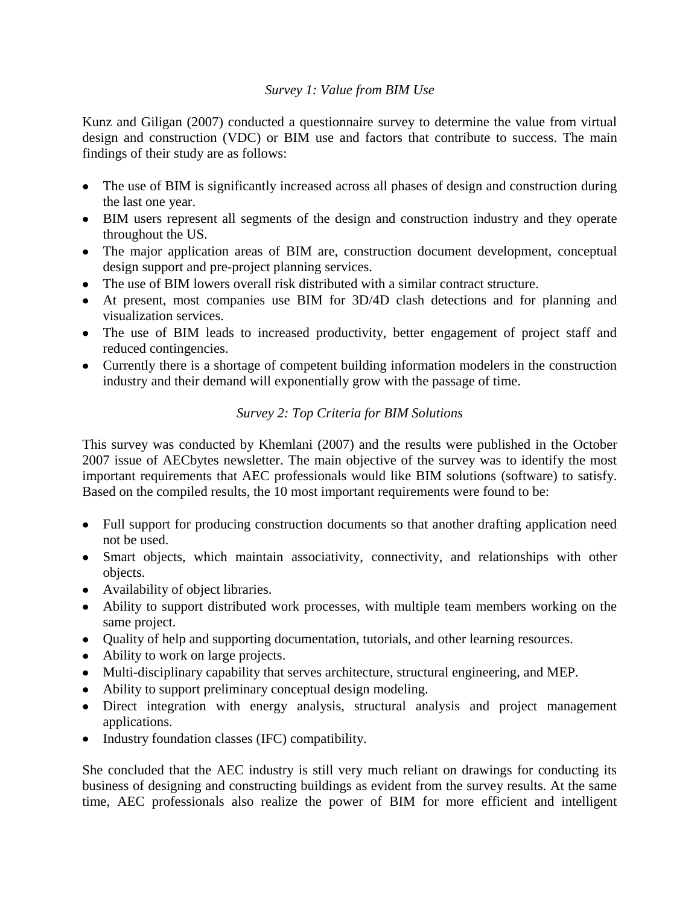*Survey 1: Value from BIM Use*

Kunz and Giligan (2007) conducted a questionnaire survey to determine the value from virtual design and construction (VDC) or BIM use and factors that contribute to success. The main findings of their study are as follows:

- The use of BIM is significantly increased across all phases of design and construction during the last one year.
- BIM users represent all segments of the design and construction industry and they operate throughout the US.
- The major application areas of BIM are, construction document development, conceptual design support and pre-project planning services.
- The use of BIM lowers overall risk distributed with a similar contract structure.
- At present, most companies use BIM for 3D/4D clash detections and for planning and visualization services.
- The use of BIM leads to increased productivity, better engagement of project staff and reduced contingencies.
- Currently there is a shortage of competent building information modelers in the construction industry and their demand will exponentially grow with the passage of time.

*Survey 2: Top Criteria for BIM Solutions*

This survey was conducted by Khemlani (2007) and the results were published in the October 2007 issue of AECbytes newsletter. The main objective of the survey was to identify the most important requirements that AEC professionals would like BIM solutions (software) to satisfy. Based on the compiled results, the 10 most important requirements were found to be:

- Full support for producing construction documents so that another drafting application need not be used.
- Smart objects, which maintain associativity, connectivity, and relationships with other objects.
- Availability of object libraries.
- Ability to support distributed work processes, with multiple team members working on the same project.
- Quality of help and supporting documentation, tutorials, and other learning resources.
- Ability to work on large projects.
- Multi-disciplinary capability that serves architecture, structural engineering, and MEP.
- Ability to support preliminary conceptual design modeling.
- Direct integration with energy analysis, structural analysis and project management applications.
- Industry foundation classes (IFC) compatibility.

She concluded that the AEC industry is still very much reliant on drawings for conducting its business of designing and constructing buildings as evident from the survey results. At the same time, AEC professionals also realize the power of BIM for more efficient and intelligent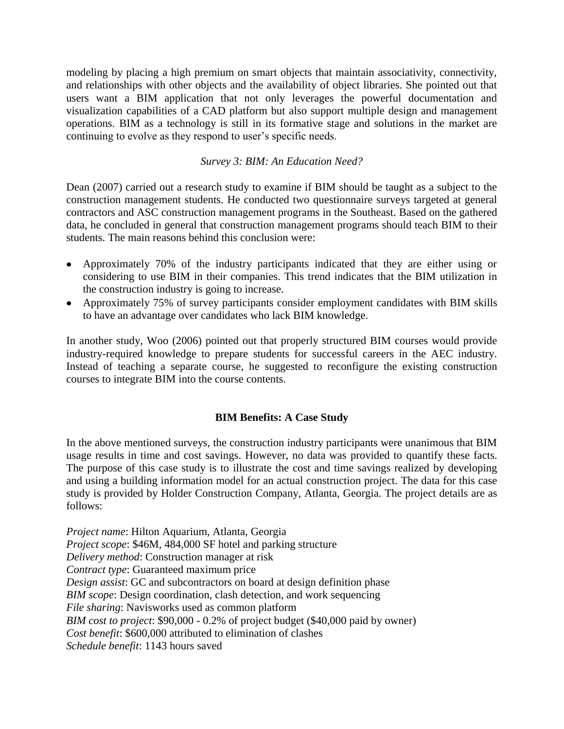modeling by placing a high premium on smart objects that maintain associativity, connectivity, and relationships with other objects and the availability of object libraries. She pointed out that users want a BIM application that not only leverages the powerful documentation and visualization capabilities of a CAD platform but also support multiple design and management operations. BIM as a technology is still in its formative stage and solutions in the market are continuing to evolve as they respond to user's specific needs.

*Survey 3: BIM: An Education Need?*

Dean (2007) carried out a research study to examine if BIM should be taught as a subject to the construction management students. He conducted two questionnaire surveys targeted at general contractors and ASC construction management programs in the Southeast. Based on the gathered data, he concluded in general that construction management programs should teach BIM to their students. The main reasons behind this conclusion were:

- Approximately 70% of the industry participants indicated that they are either using or considering to use BIM in their companies. This trend indicates that the BIM utilization in the construction industry is going to increase.
- Approximately 75% of survey participants consider employment candidates with BIM skills to have an advantage over candidates who lack BIM knowledge.

In another study, Woo (2006) pointed out that properly structured BIM courses would provide industry-required knowledge to prepare students for successful careers in the AEC industry. Instead of teaching a separate course, he suggested to reconfigure the existing construction courses to integrate BIM into the course contents.

## BIM Benefits: A Case Study

In the above mentioned surveys, the construction industry participants were unanimous that BIM usage results in time and cost savings. However, no data was provided to quantify these facts. The purpose of this case study is to illustrate the cost and time savings realized by developing and using a building information model for an actual construction project. The data for this case study is provided by Holder Construction Company, Atlanta, Georgia. The project details are as follows:

*Project name*: Hilton Aquarium, Atlanta, Georgia
*Project scope*: $46M, 484,000 SF hotel and parking structure
*Delivery method*: Construction manager at risk
*Contract type*: Guaranteed maximum price
*Design assist*: GC and subcontractors on board at design definition phase
*BIM scope*: Design coordination, clash detection, and work sequencing
*File sharing*: Navisworks used as common platform
*BIM cost to project*: $90,000 - 0.2% of project budget ($40,000 paid by owner)
*Cost benefit*: $600,000 attributed to elimination of clashes
*Schedule benefit*: 1143 hours saved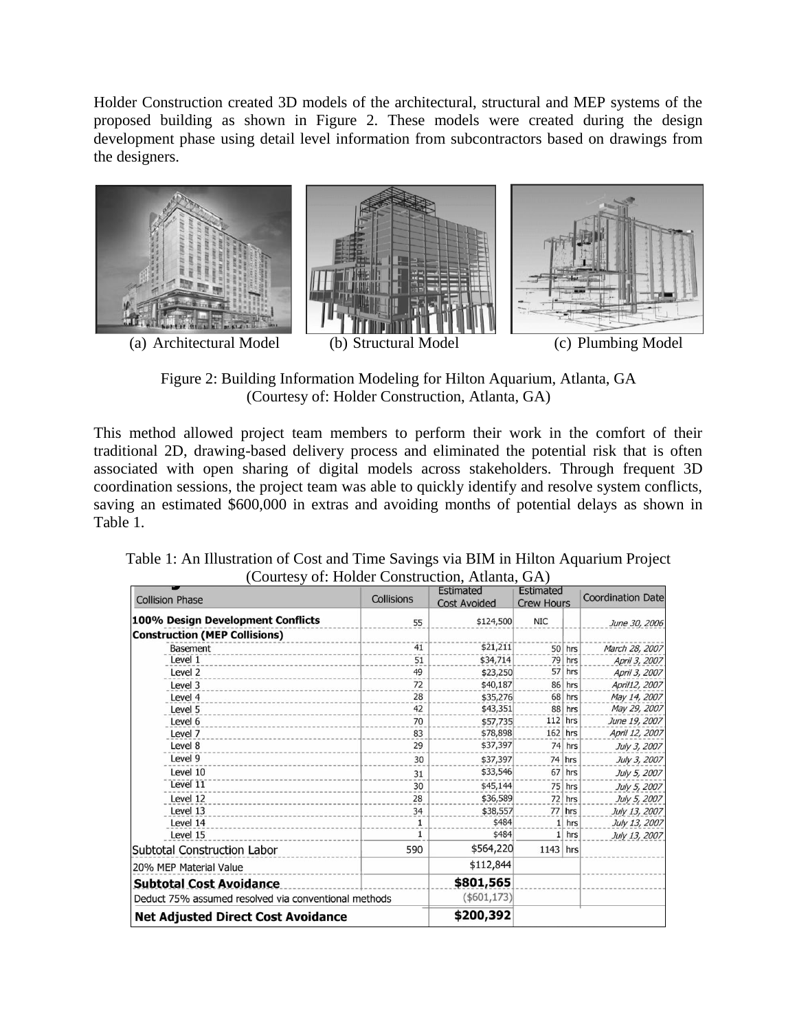Holder Construction created 3D models of the architectural, structural and MEP systems of the proposed building as shown in Figure 2. These models were created during the design development phase using detail level information from subcontractors based on drawings from the designers.

(a) Architectural Model (b) Structural Model (c) Plumbing Model

Figure 2: Building Information Modeling for Hilton Aquarium, Atlanta, GA
(Courtesy of: Holder Construction, Atlanta, GA)

This method allowed project team members to perform their work in the comfort of their traditional 2D, drawing-based delivery process and eliminated the potential risk that is often associated with open sharing of digital models across stakeholders. Through frequent 3D coordination sessions, the project team was able to quickly identify and resolve system conflicts, saving an estimated $600,000 in extras and avoiding months of potential delays as shown in Table 1.

Table 1: An Illustration of Cost and Time Savings via BIM in Hilton Aquarium Project
(Courtesy of: Holder Construction, Atlanta, GA)

| Collision Phase | Collisions | Estimated Cost Avoided | Estimated Crew Hours | | Coordination Date |
|---|---|---|---|---|---|
| **100% Design Development Conflicts** | 55 | $124,500 | NIC | | June 30, 2006 |
| **Construction (MEP Collisions)** | | | | | |
| Basement | 41 | $21,211 | 50 | hrs | March 28, 2007 |
| Level 1 | 51 | $34,714 | 79 | hrs | April 3, 2007 |
| Level 2 | 49 | $23,250 | 57 | hrs | April 3, 2007 |
| Level 3 | 72 | $40,187 | 86 | hrs | April12, 2007 |
| Level 4 | 28 | $35,276 | 68 | hrs | May 14, 2007 |
| Level 5 | 42 | $43,351 | 88 | hrs | May 29, 2007 |
| Level 6 | 70 | $57,735 | 112 | hrs | June 19, 2007 |
| Level 7 | 83 | $78,898 | 162 | hrs | April 12, 2007 |
| Level 8 | 29 | $37,397 | 74 | hrs | July 3, 2007 |
| Level 9 | 30 | $37,397 | 74 | hrs | July 3, 2007 |
| Level 10 | 31 | $33,546 | 67 | hrs | July 5, 2007 |
| Level 11 | 30 | $45,144 | 75 | hrs | July 5, 2007 |
| Level 12 | 28 | $36,589 | 72 | hrs | July 5, 2007 |
| Level 13 | 34 | $38,557 | 77 | hrs | July 13, 2007 |
| Level 14 | 1 | $484 | 1 | hrs | July 13, 2007 |
| Level 15 | 1 | $484 | 1 | hrs | July 13, 2007 |
| Subtotal Construction Labor | 590 | $564,220 | 1143 | hrs | |
| 20% MEP Material Value | | $112,844 | | | |
| **Subtotal Cost Avoidance** | | **$801,565** | | | |
| Deduct 75% assumed resolved via conventional methods | | ($601,173) | | | |
| **Net Adjusted Direct Cost Avoidance** | | **$200,392** | | | |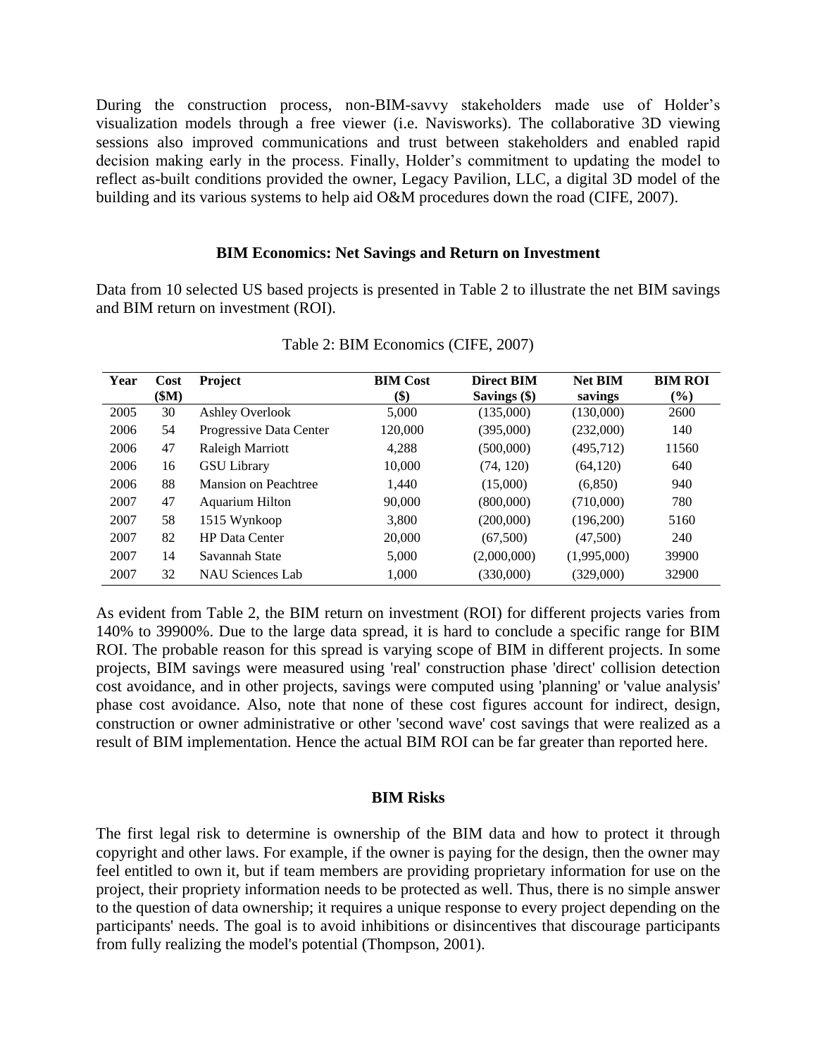During the construction process, non-BIM-savvy stakeholders made use of Holder's visualization models through a free viewer (i.e. Navisworks). The collaborative 3D viewing sessions also improved communications and trust between stakeholders and enabled rapid decision making early in the process. Finally, Holder's commitment to updating the model to reflect as-built conditions provided the owner, Legacy Pavilion, LLC, a digital 3D model of the building and its various systems to help aid O&M procedures down the road (CIFE, 2007).

## BIM Economics: Net Savings and Return on Investment

Data from 10 selected US based projects is presented in Table 2 to illustrate the net BIM savings and BIM return on investment (ROI).

Table 2: BIM Economics (CIFE, 2007)

| Year | Cost ($M) | Project | BIM Cost ($) | Direct BIM Savings ($) | Net BIM savings | BIM ROI (%) |
|---|---|---|---|---|---|---|
| 2005 | 30 | Ashley Overlook | 5,000 | (135,000) | (130,000) | 2600 |
| 2006 | 54 | Progressive Data Center | 120,000 | (395,000) | (232,000) | 140 |
| 2006 | 47 | Raleigh Marriott | 4,288 | (500,000) | (495,712) | 11560 |
| 2006 | 16 | GSU Library | 10,000 | (74, 120) | (64,120) | 640 |
| 2006 | 88 | Mansion on Peachtree | 1,440 | (15,000) | (6,850) | 940 |
| 2007 | 47 | Aquarium Hilton | 90,000 | (800,000) | (710,000) | 780 |
| 2007 | 58 | 1515 Wynkoop | 3,800 | (200,000) | (196,200) | 5160 |
| 2007 | 82 | HP Data Center | 20,000 | (67,500) | (47,500) | 240 |
| 2007 | 14 | Savannah State | 5,000 | (2,000,000) | (1,995,000) | 39900 |
| 2007 | 32 | NAU Sciences Lab | 1,000 | (330,000) | (329,000) | 32900 |

As evident from Table 2, the BIM return on investment (ROI) for different projects varies from 140% to 39900%. Due to the large data spread, it is hard to conclude a specific range for BIM ROI. The probable reason for this spread is varying scope of BIM in different projects. In some projects, BIM savings were measured using 'real' construction phase 'direct' collision detection cost avoidance, and in other projects, savings were computed using 'planning' or 'value analysis' phase cost avoidance. Also, note that none of these cost figures account for indirect, design, construction or owner administrative or other 'second wave' cost savings that were realized as a result of BIM implementation. Hence the actual BIM ROI can be far greater than reported here.

## BIM Risks

The first legal risk to determine is ownership of the BIM data and how to protect it through copyright and other laws. For example, if the owner is paying for the design, then the owner may feel entitled to own it, but if team members are providing proprietary information for use on the project, their propriety information needs to be protected as well. Thus, there is no simple answer to the question of data ownership; it requires a unique response to every project depending on the participants' needs. The goal is to avoid inhibitions or disincentives that discourage participants from fully realizing the model's potential (Thompson, 2001).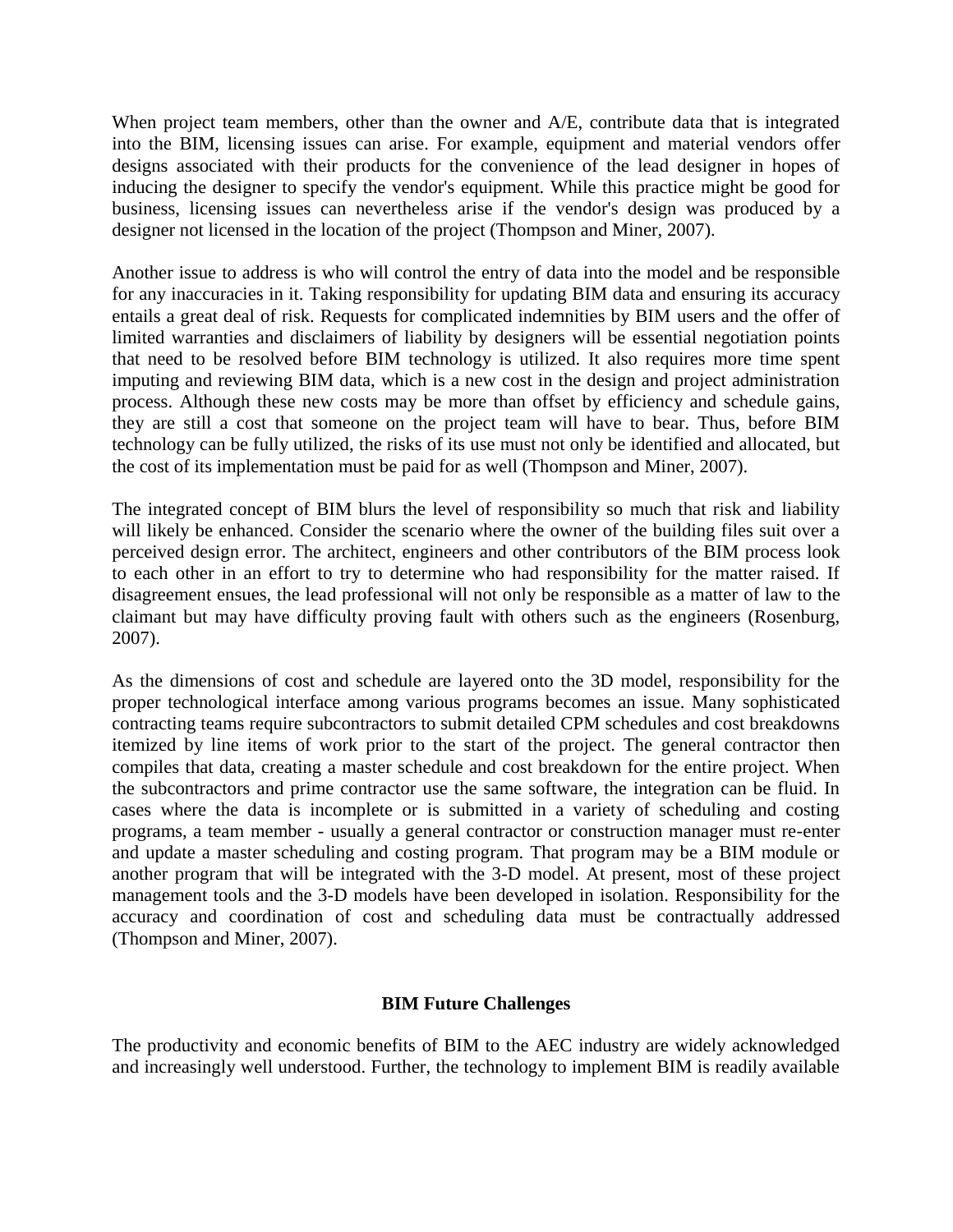When project team members, other than the owner and A/E, contribute data that is integrated into the BIM, licensing issues can arise. For example, equipment and material vendors offer designs associated with their products for the convenience of the lead designer in hopes of inducing the designer to specify the vendor's equipment. While this practice might be good for business, licensing issues can nevertheless arise if the vendor's design was produced by a designer not licensed in the location of the project (Thompson and Miner, 2007).

Another issue to address is who will control the entry of data into the model and be responsible for any inaccuracies in it. Taking responsibility for updating BIM data and ensuring its accuracy entails a great deal of risk. Requests for complicated indemnities by BIM users and the offer of limited warranties and disclaimers of liability by designers will be essential negotiation points that need to be resolved before BIM technology is utilized. It also requires more time spent imputing and reviewing BIM data, which is a new cost in the design and project administration process. Although these new costs may be more than offset by efficiency and schedule gains, they are still a cost that someone on the project team will have to bear. Thus, before BIM technology can be fully utilized, the risks of its use must not only be identified and allocated, but the cost of its implementation must be paid for as well (Thompson and Miner, 2007).

The integrated concept of BIM blurs the level of responsibility so much that risk and liability will likely be enhanced. Consider the scenario where the owner of the building files suit over a perceived design error. The architect, engineers and other contributors of the BIM process look to each other in an effort to try to determine who had responsibility for the matter raised. If disagreement ensues, the lead professional will not only be responsible as a matter of law to the claimant but may have difficulty proving fault with others such as the engineers (Rosenburg, 2007).

As the dimensions of cost and schedule are layered onto the 3D model, responsibility for the proper technological interface among various programs becomes an issue. Many sophisticated contracting teams require subcontractors to submit detailed CPM schedules and cost breakdowns itemized by line items of work prior to the start of the project. The general contractor then compiles that data, creating a master schedule and cost breakdown for the entire project. When the subcontractors and prime contractor use the same software, the integration can be fluid. In cases where the data is incomplete or is submitted in a variety of scheduling and costing programs, a team member - usually a general contractor or construction manager must re-enter and update a master scheduling and costing program. That program may be a BIM module or another program that will be integrated with the 3-D model. At present, most of these project management tools and the 3-D models have been developed in isolation. Responsibility for the accuracy and coordination of cost and scheduling data must be contractually addressed (Thompson and Miner, 2007).

## BIM Future Challenges

The productivity and economic benefits of BIM to the AEC industry are widely acknowledged and increasingly well understood. Further, the technology to implement BIM is readily available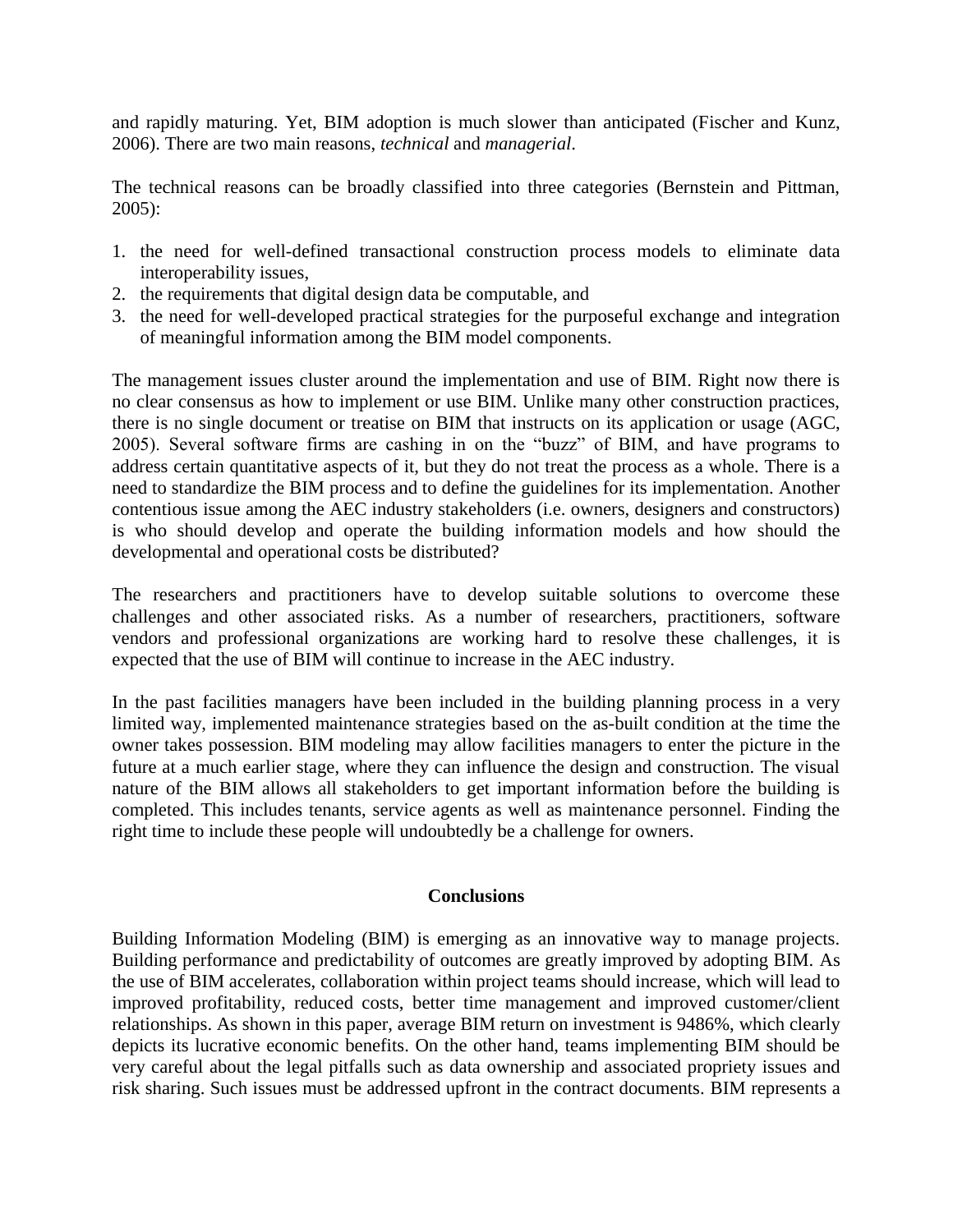and rapidly maturing. Yet, BIM adoption is much slower than anticipated (Fischer and Kunz, 2006). There are two main reasons, *technical* and *managerial*.

The technical reasons can be broadly classified into three categories (Bernstein and Pittman, 2005):

1. the need for well-defined transactional construction process models to eliminate data interoperability issues,
2. the requirements that digital design data be computable, and
3. the need for well-developed practical strategies for the purposeful exchange and integration of meaningful information among the BIM model components.

The management issues cluster around the implementation and use of BIM. Right now there is no clear consensus as how to implement or use BIM. Unlike many other construction practices, there is no single document or treatise on BIM that instructs on its application or usage (AGC, 2005). Several software firms are cashing in on the "buzz" of BIM, and have programs to address certain quantitative aspects of it, but they do not treat the process as a whole. There is a need to standardize the BIM process and to define the guidelines for its implementation. Another contentious issue among the AEC industry stakeholders (i.e. owners, designers and constructors) is who should develop and operate the building information models and how should the developmental and operational costs be distributed?

The researchers and practitioners have to develop suitable solutions to overcome these challenges and other associated risks. As a number of researchers, practitioners, software vendors and professional organizations are working hard to resolve these challenges, it is expected that the use of BIM will continue to increase in the AEC industry.

In the past facilities managers have been included in the building planning process in a very limited way, implemented maintenance strategies based on the as-built condition at the time the owner takes possession. BIM modeling may allow facilities managers to enter the picture in the future at a much earlier stage, where they can influence the design and construction. The visual nature of the BIM allows all stakeholders to get important information before the building is completed. This includes tenants, service agents as well as maintenance personnel. Finding the right time to include these people will undoubtedly be a challenge for owners.

## Conclusions

Building Information Modeling (BIM) is emerging as an innovative way to manage projects. Building performance and predictability of outcomes are greatly improved by adopting BIM. As the use of BIM accelerates, collaboration within project teams should increase, which will lead to improved profitability, reduced costs, better time management and improved customer/client relationships. As shown in this paper, average BIM return on investment is 9486%, which clearly depicts its lucrative economic benefits. On the other hand, teams implementing BIM should be very careful about the legal pitfalls such as data ownership and associated propriety issues and risk sharing. Such issues must be addressed upfront in the contract documents. BIM represents a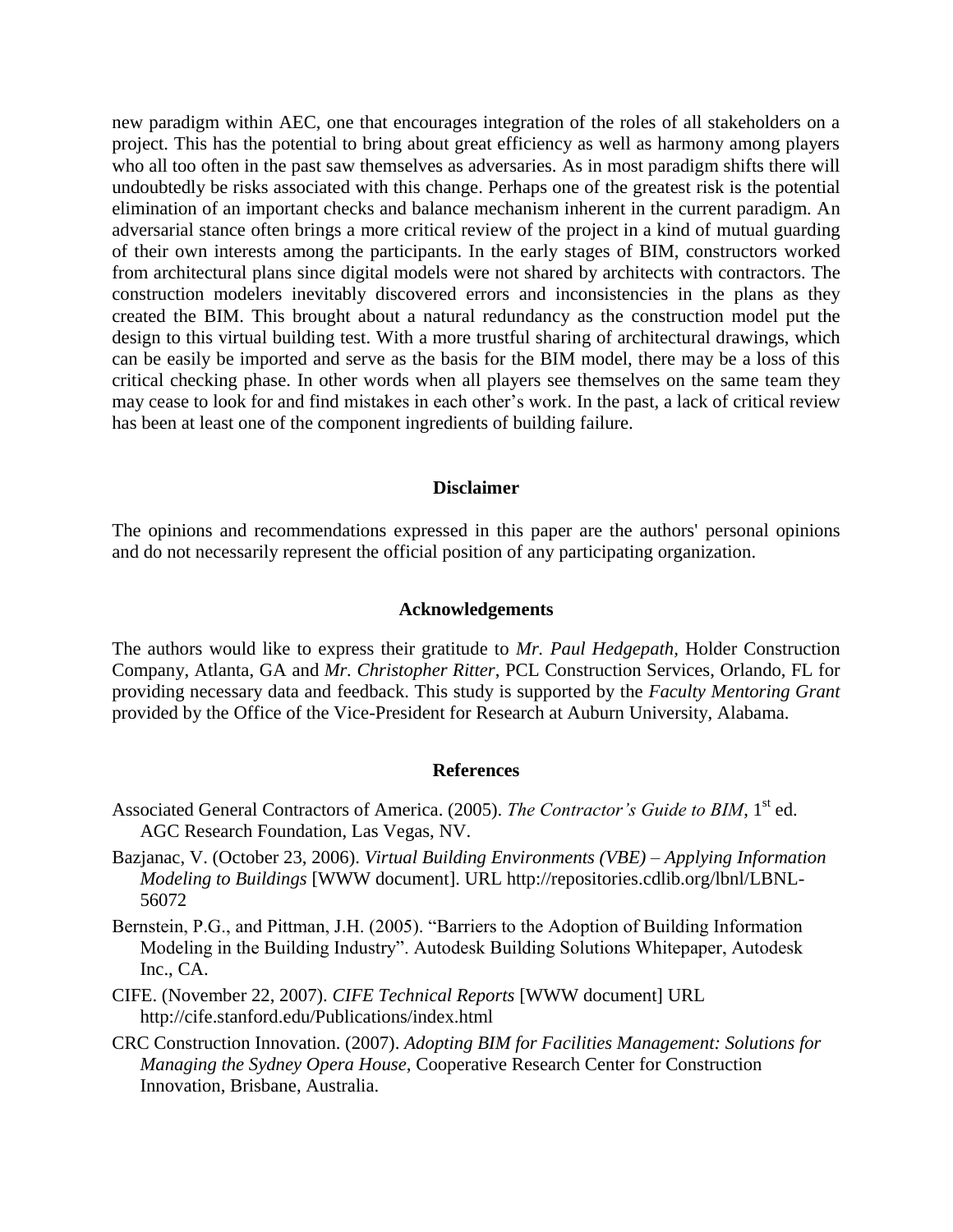new paradigm within AEC, one that encourages integration of the roles of all stakeholders on a project. This has the potential to bring about great efficiency as well as harmony among players who all too often in the past saw themselves as adversaries. As in most paradigm shifts there will undoubtedly be risks associated with this change. Perhaps one of the greatest risk is the potential elimination of an important checks and balance mechanism inherent in the current paradigm. An adversarial stance often brings a more critical review of the project in a kind of mutual guarding of their own interests among the participants. In the early stages of BIM, constructors worked from architectural plans since digital models were not shared by architects with contractors. The construction modelers inevitably discovered errors and inconsistencies in the plans as they created the BIM. This brought about a natural redundancy as the construction model put the design to this virtual building test. With a more trustful sharing of architectural drawings, which can be easily be imported and serve as the basis for the BIM model, there may be a loss of this critical checking phase. In other words when all players see themselves on the same team they may cease to look for and find mistakes in each other's work. In the past, a lack of critical review has been at least one of the component ingredients of building failure.

## Disclaimer

The opinions and recommendations expressed in this paper are the authors' personal opinions and do not necessarily represent the official position of any participating organization.

## Acknowledgements

The authors would like to express their gratitude to *Mr. Paul Hedgepath*, Holder Construction Company, Atlanta, GA and *Mr. Christopher Ritter*, PCL Construction Services, Orlando, FL for providing necessary data and feedback. This study is supported by the *Faculty Mentoring Grant* provided by the Office of the Vice-President for Research at Auburn University, Alabama.

## References

Associated General Contractors of America. (2005). *The Contractor's Guide to BIM*, 1st ed. AGC Research Foundation, Las Vegas, NV.

Bazjanac, V. (October 23, 2006). *Virtual Building Environments (VBE) – Applying Information Modeling to Buildings* [WWW document]. URL http://repositories.cdlib.org/lbnl/LBNL-56072

Bernstein, P.G., and Pittman, J.H. (2005). "Barriers to the Adoption of Building Information Modeling in the Building Industry". Autodesk Building Solutions Whitepaper, Autodesk Inc., CA.

CIFE. (November 22, 2007). *CIFE Technical Reports* [WWW document] URL http://cife.stanford.edu/Publications/index.html

CRC Construction Innovation. (2007). *Adopting BIM for Facilities Management: Solutions for Managing the Sydney Opera House*, Cooperative Research Center for Construction Innovation, Brisbane, Australia.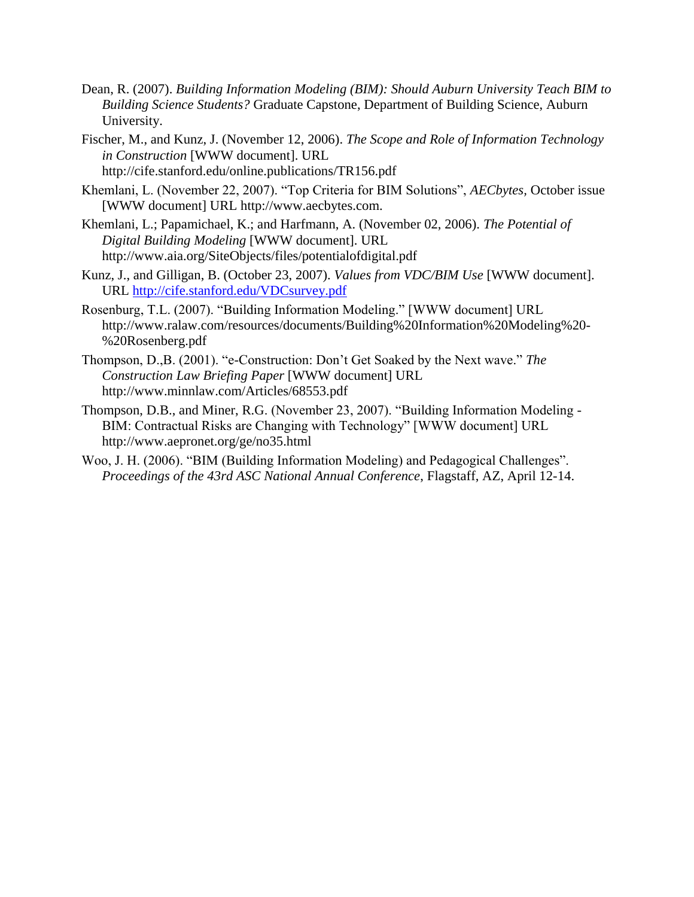Dean, R. (2007). *Building Information Modeling (BIM): Should Auburn University Teach BIM to Building Science Students?* Graduate Capstone, Department of Building Science, Auburn University.

Fischer, M., and Kunz, J. (November 12, 2006). *The Scope and Role of Information Technology in Construction* [WWW document]. URL http://cife.stanford.edu/online.publications/TR156.pdf

Khemlani, L. (November 22, 2007). "Top Criteria for BIM Solutions", *AECbytes,* October issue [WWW document] URL http://www.aecbytes.com.

Khemlani, L.; Papamichael, K.; and Harfmann, A. (November 02, 2006). *The Potential of Digital Building Modeling* [WWW document]. URL http://www.aia.org/SiteObjects/files/potentialofdigital.pdf

Kunz, J., and Gilligan, B. (October 23, 2007). *Values from VDC/BIM Use* [WWW document]. URL http://cife.stanford.edu/VDCsurvey.pdf

Rosenburg, T.L. (2007). "Building Information Modeling." [WWW document] URL http://www.ralaw.com/resources/documents/Building%20Information%20Modeling%20-%20Rosenberg.pdf

Thompson, D.,B. (2001). "e-Construction: Don't Get Soaked by the Next wave." *The Construction Law Briefing Paper* [WWW document] URL http://www.minnlaw.com/Articles/68553.pdf

Thompson, D.B., and Miner, R.G. (November 23, 2007). "Building Information Modeling - BIM: Contractual Risks are Changing with Technology" [WWW document] URL http://www.aepronet.org/ge/no35.html

Woo, J. H. (2006). "BIM (Building Information Modeling) and Pedagogical Challenges". *Proceedings of the 43rd ASC National Annual Conference*, Flagstaff, AZ, April 12-14.